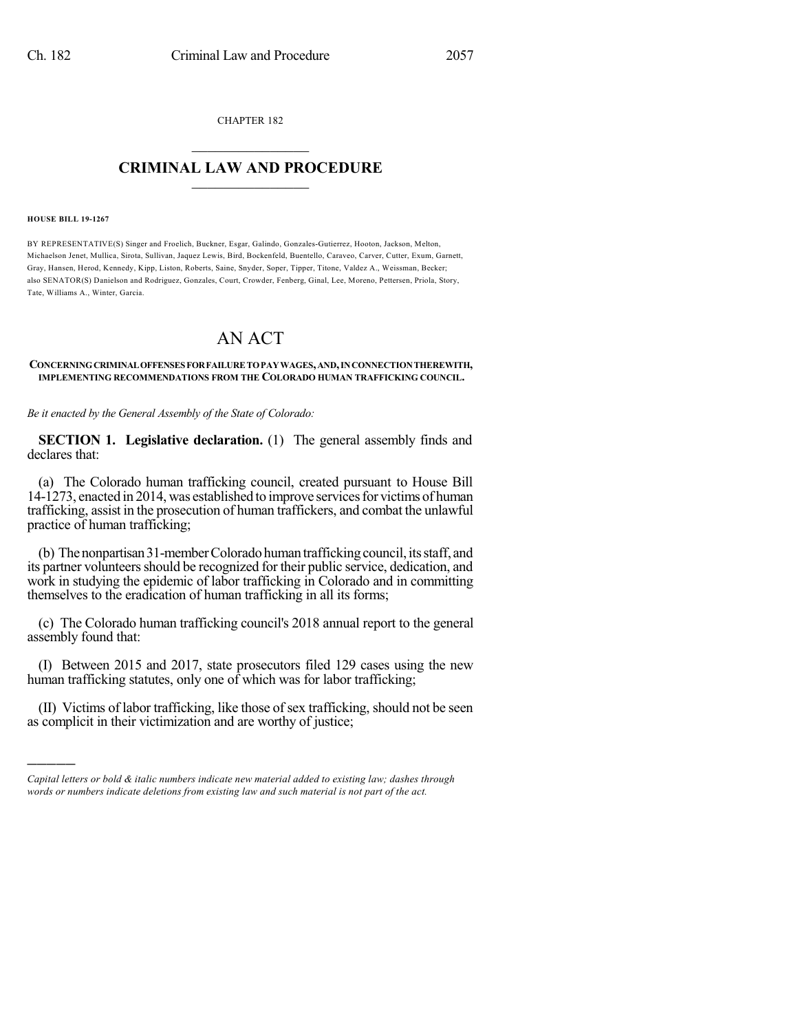CHAPTER 182

# CRIMINAL LAW AND PROCEDURE

**HOUSE BILL 19-1267**

BY REPRESENTATIVE(S) Singer and Froelich, Buckner, Esgar, Galindo, Gonzales-Gutierrez, Hooton, Jackson, Melton, Michaelson Jenet, Mullica, Sirota, Sullivan, Jaquez Lewis, Bird, Bockenfeld, Buentello, Caraveo, Carver, Cutter, Exum, Garnett, Gray, Hansen, Herod, Kennedy, Kipp, Liston, Roberts, Saine, Snyder, Soper, Tipper, Titone, Valdez A., Weissman, Becker; also SENATOR(S) Danielson and Rodriguez, Gonzales, Court, Crowder, Fenberg, Ginal, Lee, Moreno, Pettersen, Priola, Story, Tate, Williams A., Winter, Garcia.

# AN ACT

**CONCERNING CRIMINAL OFFENSES FOR FAILURE TO PAY WAGES, AND, IN CONNECTION THEREWITH, IMPLEMENTING RECOMMENDATIONS FROM THE COLORADO HUMAN TRAFFICKING COUNCIL.**

*Be it enacted by the General Assembly of the State of Colorado:*

**SECTION 1. Legislative declaration.** (1) The general assembly finds and declares that:

(a) The Colorado human trafficking council, created pursuant to House Bill 14-1273, enacted in 2014, was established to improve services for victims of human trafficking, assist in the prosecution of human traffickers, and combat the unlawful practice of human trafficking;

(b) The nonpartisan 31-member Colorado human trafficking council, its staff, and its partner volunteers should be recognized for their public service, dedication, and work in studying the epidemic of labor trafficking in Colorado and in committing themselves to the eradication of human trafficking in all its forms;

(c) The Colorado human trafficking council's 2018 annual report to the general assembly found that:

(I) Between 2015 and 2017, state prosecutors filed 129 cases using the new human trafficking statutes, only one of which was for labor trafficking;

(II) Victims of labor trafficking, like those of sex trafficking, should not be seen as complicit in their victimization and are worthy of justice;

---

*Capital letters or bold & italic numbers indicate new material added to existing law; dashes through words or numbers indicate deletions from existing law and such material is not part of the act.*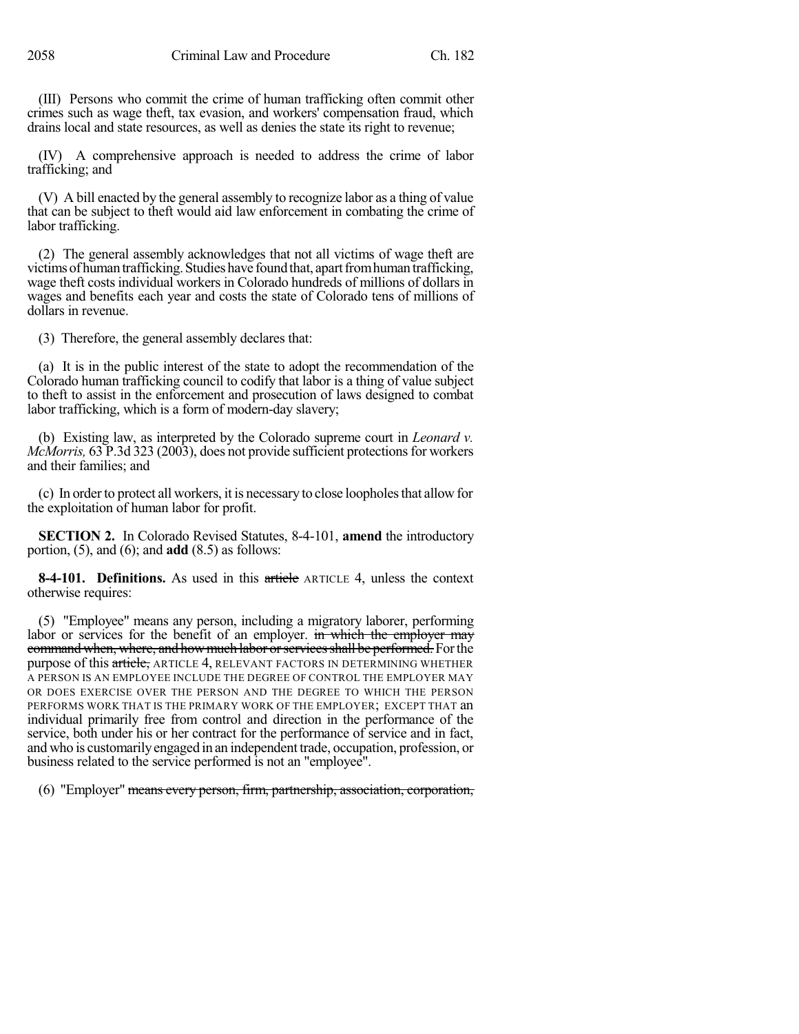(III) Persons who commit the crime of human trafficking often commit other crimes such as wage theft, tax evasion, and workers' compensation fraud, which drains local and state resources, as well as denies the state its right to revenue;

(IV) A comprehensive approach is needed to address the crime of labor trafficking; and

(V) A bill enacted by the general assembly to recognize labor as a thing of value that can be subject to theft would aid law enforcement in combating the crime of labor trafficking.

(2) The general assembly acknowledges that not all victims of wage theft are victims of human trafficking. Studies have found that, apart from human trafficking, wage theft costs individual workers in Colorado hundreds of millions of dollars in wages and benefits each year and costs the state of Colorado tens of millions of dollars in revenue.

(3) Therefore, the general assembly declares that:

(a) It is in the public interest of the state to adopt the recommendation of the Colorado human trafficking council to codify that labor is a thing of value subject to theft to assist in the enforcement and prosecution of laws designed to combat labor trafficking, which is a form of modern-day slavery;

(b) Existing law, as interpreted by the Colorado supreme court in *Leonard v. McMorris,* 63 P.3d 323 (2003), does not provide sufficient protections for workers and their families; and

(c) In order to protect all workers, it is necessary to close loopholes that allow for the exploitation of human labor for profit.

**SECTION 2.** In Colorado Revised Statutes, 8-4-101, **amend** the introductory portion, (5), and (6); and **add** (8.5) as follows:

**8-4-101. Definitions.** As used in this ~~article~~ ARTICLE 4, unless the context otherwise requires:

(5) "Employee" means any person, including a migratory laborer, performing labor or services for the benefit of an employer. ~~in which the employer may command when, where, and how much labor or services shall be performed.~~ For the purpose of this ~~article,~~ ARTICLE 4, RELEVANT FACTORS IN DETERMINING WHETHER A PERSON IS AN EMPLOYEE INCLUDE THE DEGREE OF CONTROL THE EMPLOYER MAY OR DOES EXERCISE OVER THE PERSON AND THE DEGREE TO WHICH THE PERSON PERFORMS WORK THAT IS THE PRIMARY WORK OF THE EMPLOYER; EXCEPT THAT an individual primarily free from control and direction in the performance of the service, both under his or her contract for the performance of service and in fact, and who is customarily engaged in an independent trade, occupation, profession, or business related to the service performed is not an "employee".

(6) "Employer" ~~means every person, firm, partnership, association, corporation,~~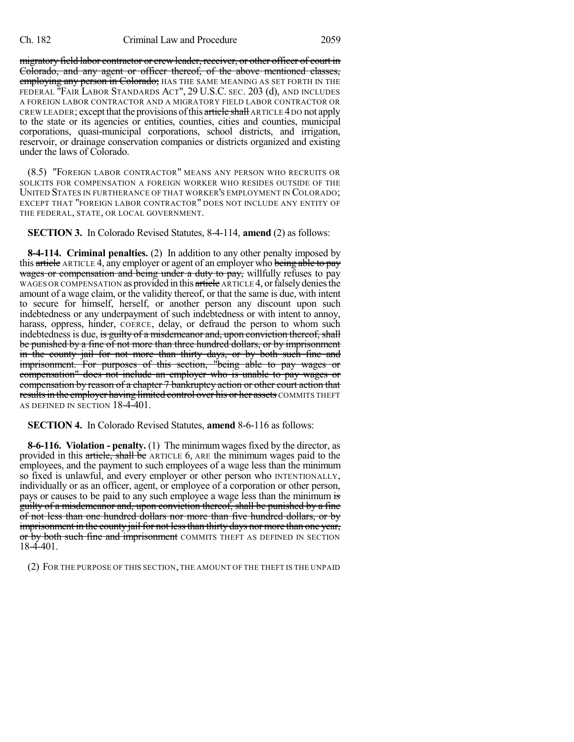migratory field labor contractor or crew leader, receiver, or other officer of court in Colorado, and any agent or officer thereof, of the above mentioned classes, employing any person in Colorado; HAS THE SAME MEANING AS SET FORTH IN THE FEDERAL "FAIR LABOR STANDARDS ACT", 29 U.S.C. SEC. 203 (d), AND INCLUDES A FOREIGN LABOR CONTRACTOR AND A MIGRATORY FIELD LABOR CONTRACTOR OR CREW LEADER; except that the provisions of this article shall ARTICLE 4 DO not apply to the state or its agencies or entities, counties, cities and counties, municipal corporations, quasi-municipal corporations, school districts, and irrigation, reservoir, or drainage conservation companies or districts organized and existing under the laws of Colorado.

(8.5) "FOREIGN LABOR CONTRACTOR" MEANS ANY PERSON WHO RECRUITS OR SOLICITS FOR COMPENSATION A FOREIGN WORKER WHO RESIDES OUTSIDE OF THE UNITED STATES IN FURTHERANCE OF THAT WORKER'S EMPLOYMENT IN COLORADO; EXCEPT THAT "FOREIGN LABOR CONTRACTOR" DOES NOT INCLUDE ANY ENTITY OF THE FEDERAL, STATE, OR LOCAL GOVERNMENT.

**SECTION 3.** In Colorado Revised Statutes, 8-4-114, **amend** (2) as follows:

**8-4-114. Criminal penalties.** (2) In addition to any other penalty imposed by this article ARTICLE 4, any employer or agent of an employer who being able to pay wages or compensation and being under a duty to pay, willfully refuses to pay WAGES OR COMPENSATION as provided in this article ARTICLE 4, or falsely denies the amount of a wage claim, or the validity thereof, or that the same is due, with intent to secure for himself, herself, or another person any discount upon such indebtedness or any underpayment of such indebtedness or with intent to annoy, harass, oppress, hinder, COERCE, delay, or defraud the person to whom such indebtedness is due, is guilty of a misdemeanor and, upon conviction thereof, shall be punished by a fine of not more than three hundred dollars, or by imprisonment in the county jail for not more than thirty days, or by both such fine and imprisonment. For purposes of this section, "being able to pay wages or compensation" does not include an employer who is unable to pay wages or compensation by reason of a chapter 7 bankruptcy action or other court action that results in the employer having limited control over his or her assets COMMITS THEFT AS DEFINED IN SECTION 18-4-401.

**SECTION 4.** In Colorado Revised Statutes, **amend** 8-6-116 as follows:

**8-6-116. Violation - penalty.** (1) The minimum wages fixed by the director, as provided in this article, shall be ARTICLE 6, ARE the minimum wages paid to the employees, and the payment to such employees of a wage less than the minimum so fixed is unlawful, and every employer or other person who INTENTIONALLY, individually or as an officer, agent, or employee of a corporation or other person, pays or causes to be paid to any such employee a wage less than the minimum is guilty of a misdemeanor and, upon conviction thereof, shall be punished by a fine of not less than one hundred dollars nor more than five hundred dollars, or by imprisonment in the county jail for not less than thirty days nor more than one year, or by both such fine and imprisonment COMMITS THEFT AS DEFINED IN SECTION 18-4-401.

(2) FOR THE PURPOSE OF THIS SECTION, THE AMOUNT OF THE THEFT IS THE UNPAID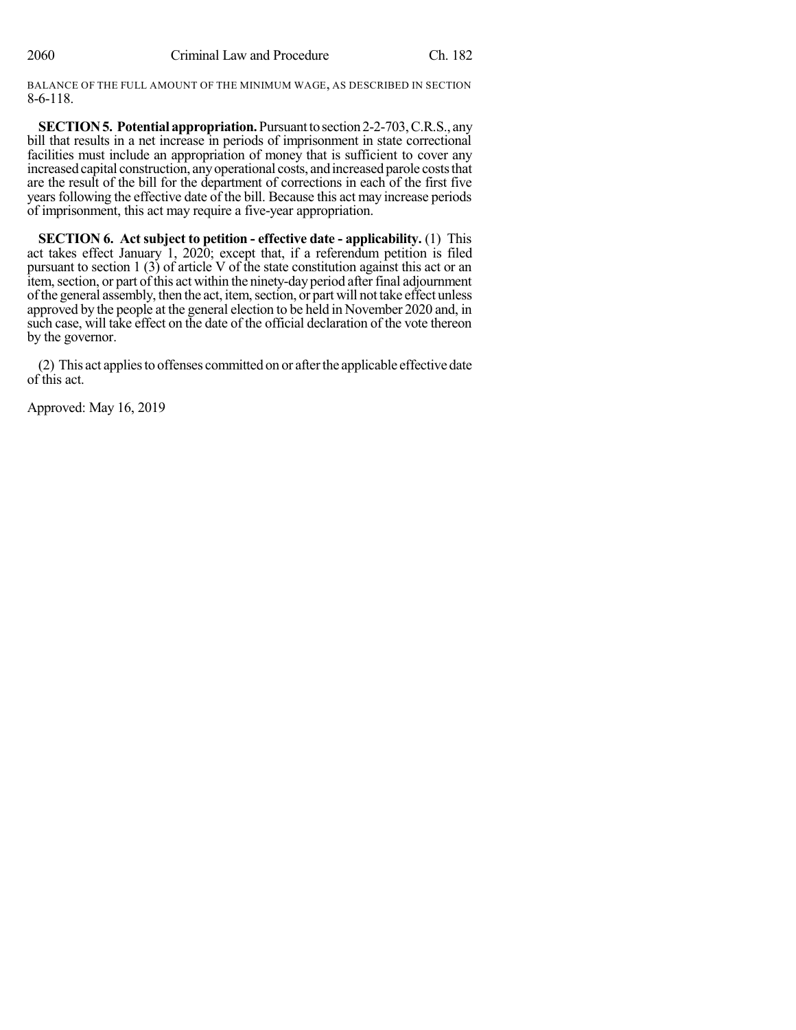BALANCE OF THE FULL AMOUNT OF THE MINIMUM WAGE, AS DESCRIBED IN SECTION 8-6-118.

**SECTION 5. Potential appropriation.** Pursuant to section 2-2-703, C.R.S., any bill that results in a net increase in periods of imprisonment in state correctional facilities must include an appropriation of money that is sufficient to cover any increased capital construction, any operational costs, and increased parole costs that are the result of the bill for the department of corrections in each of the first five years following the effective date of the bill. Because this act may increase periods of imprisonment, this act may require a five-year appropriation.

**SECTION 6. Act subject to petition - effective date - applicability.** (1) This act takes effect January 1, 2020; except that, if a referendum petition is filed pursuant to section 1 (3) of article V of the state constitution against this act or an item, section, or part of this act within the ninety-day period after final adjournment of the general assembly, then the act, item, section, or part will not take effect unless approved by the people at the general election to be held in November 2020 and, in such case, will take effect on the date of the official declaration of the vote thereon by the governor.

(2) This act applies to offenses committed on or after the applicable effective date of this act.

Approved: May 16, 2019